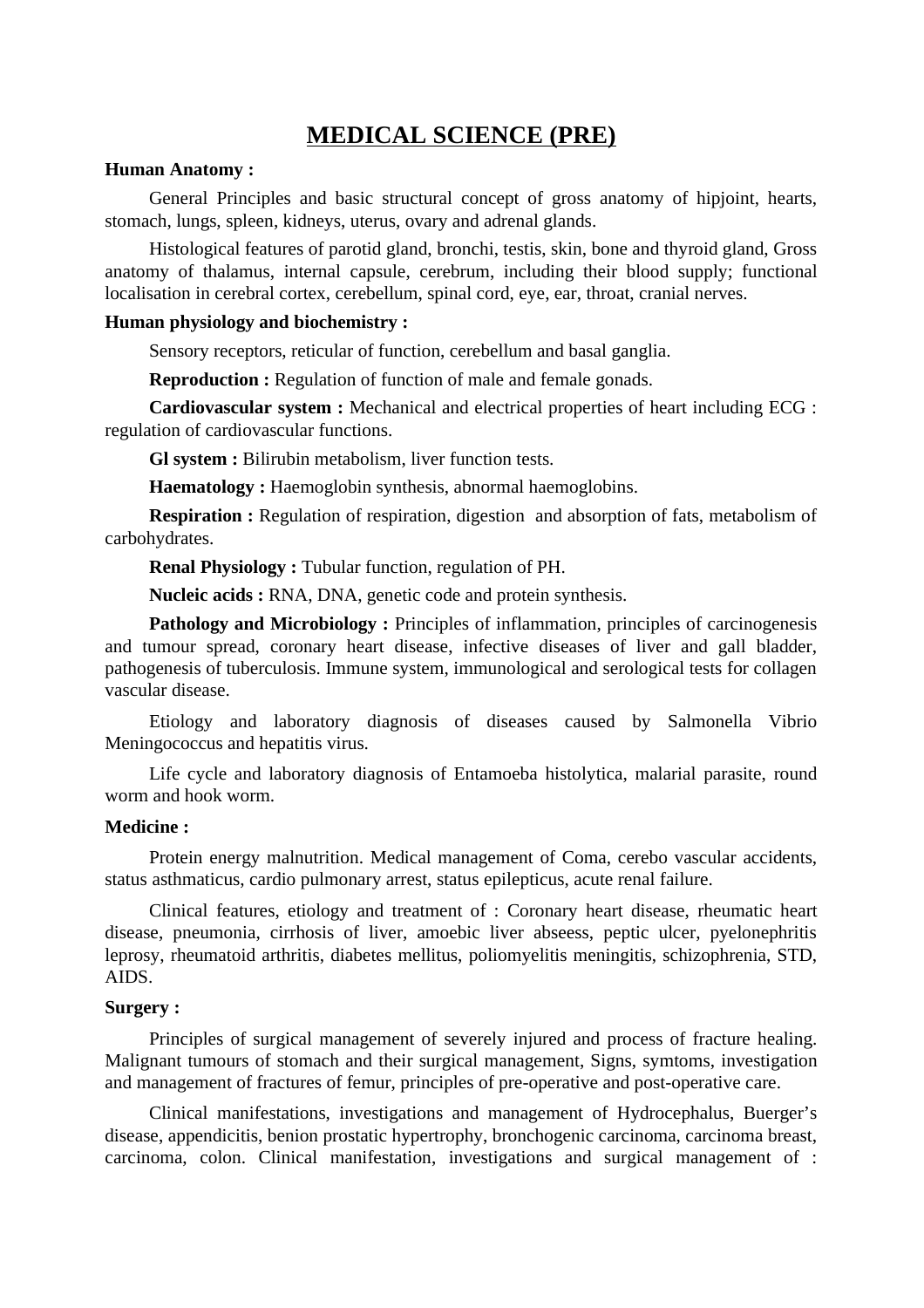# MEDICAL SCIENCE (PRE)

**Human Anatomy :**

General Principles and basic structural concept of gross anatomy of hipjoint, hearts, stomach, lungs, spleen, kidneys, uterus, ovary and adrenal glands.

Histological features of parotid gland, bronchi, testis, skin, bone and thyroid gland, Gross anatomy of thalamus, internal capsule, cerebrum, including their blood supply; functional localisation in cerebral cortex, cerebellum, spinal cord, eye, ear, throat, cranial nerves.

**Human physiology and biochemistry :**

Sensory receptors, reticular of function, cerebellum and basal ganglia.

**Reproduction :** Regulation of function of male and female gonads.

**Cardiovascular system :** Mechanical and electrical properties of heart including ECG : regulation of cardiovascular functions.

**Gl system :** Bilirubin metabolism, liver function tests.

**Haematology :** Haemoglobin synthesis, abnormal haemoglobins.

**Respiration :** Regulation of respiration, digestion and absorption of fats, metabolism of carbohydrates.

**Renal Physiology :** Tubular function, regulation of PH.

**Nucleic acids :** RNA, DNA, genetic code and protein synthesis.

**Pathology and Microbiology :** Principles of inflammation, principles of carcinogenesis and tumour spread, coronary heart disease, infective diseases of liver and gall bladder, pathogenesis of tuberculosis. Immune system, immunological and serological tests for collagen vascular disease.

Etiology and laboratory diagnosis of diseases caused by Salmonella Vibrio Meningococcus and hepatitis virus.

Life cycle and laboratory diagnosis of Entamoeba histolytica, malarial parasite, round worm and hook worm.

**Medicine :**

Protein energy malnutrition. Medical management of Coma, cerebo vascular accidents, status asthmaticus, cardio pulmonary arrest, status epilepticus, acute renal failure.

Clinical features, etiology and treatment of : Coronary heart disease, rheumatic heart disease, pneumonia, cirrhosis of liver, amoebic liver abseess, peptic ulcer, pyelonephritis leprosy, rheumatoid arthritis, diabetes mellitus, poliomyelitis meningitis, schizophrenia, STD, AIDS.

**Surgery :**

Principles of surgical management of severely injured and process of fracture healing. Malignant tumours of stomach and their surgical management, Signs, symtoms, investigation and management of fractures of femur, principles of pre-operative and post-operative care.

Clinical manifestations, investigations and management of Hydrocephalus, Buerger's disease, appendicitis, benion prostatic hypertrophy, bronchogenic carcinoma, carcinoma breast, carcinoma, colon. Clinical manifestation, investigations and surgical management of :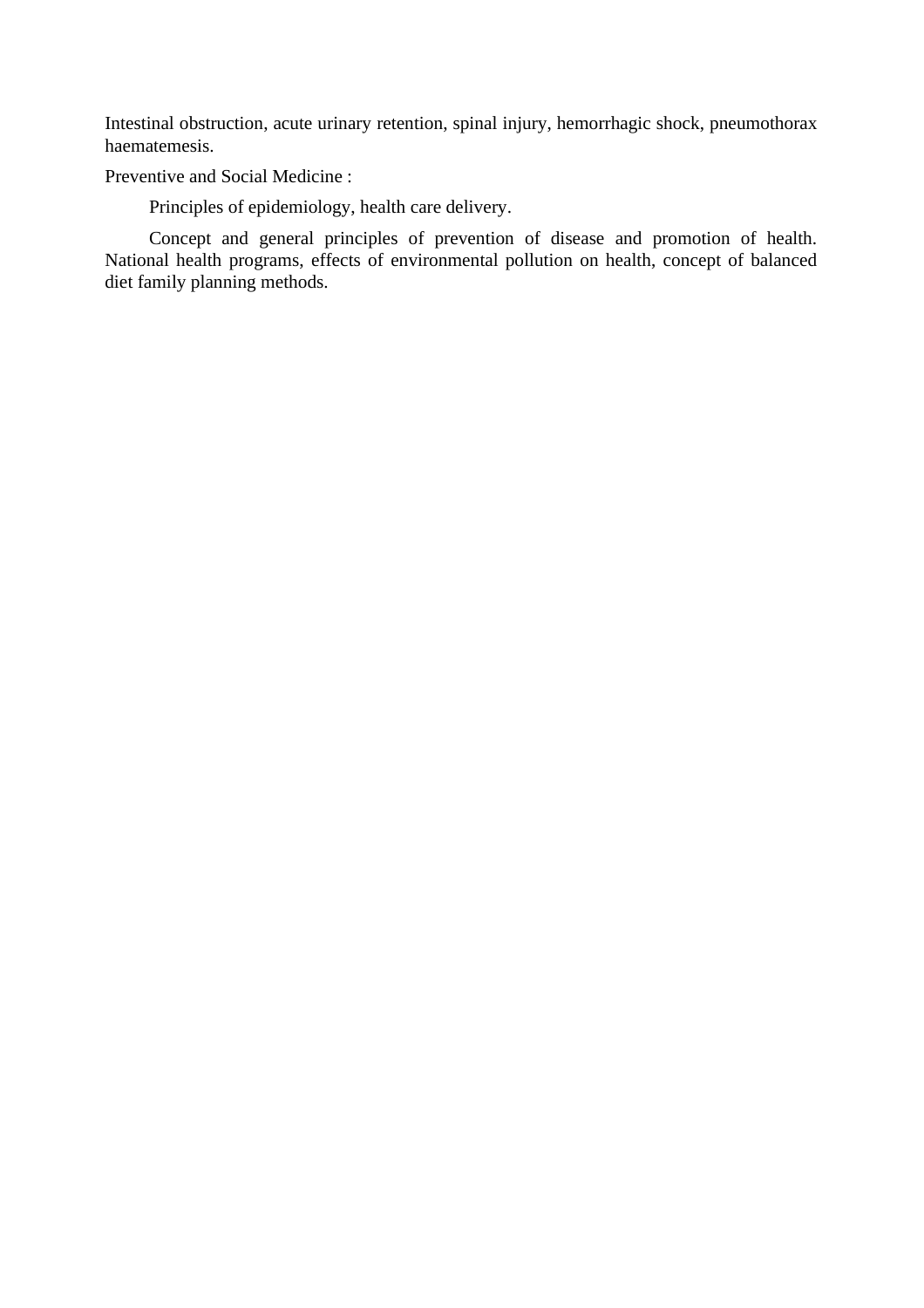Intestinal obstruction, acute urinary retention, spinal injury, hemorrhagic shock, pneumothorax haematemesis.

Preventive and Social Medicine :

Principles of epidemiology, health care delivery.

Concept and general principles of prevention of disease and promotion of health. National health programs, effects of environmental pollution on health, concept of balanced diet family planning methods.